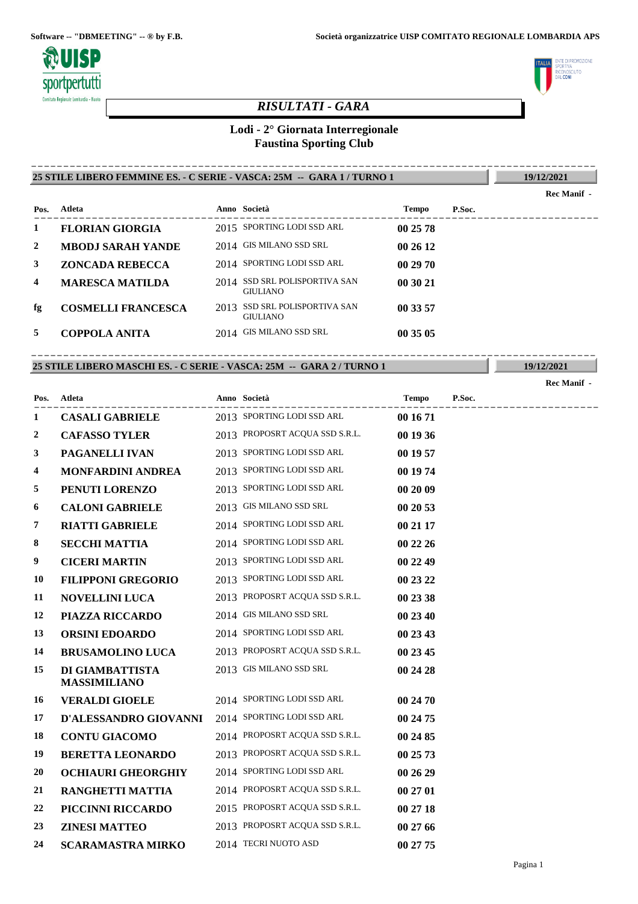Software -- "DBMEETING" -- ® by F.B.

Società organizzatrice UISP COMITATO REGIONALE LOMBARDIA APS

# *RISULTATI - GARA*

## Lodi - 2° Giornata Interregionale
## Faustina Sporting Club

**25 STILE LIBERO FEMMINE ES. - C SERIE - VASCA: 25M -- GARA 1 / TURNO 1** — **19/12/2021**

**Rec Manif -**

| Pos. | Atleta | Anno | Società | Tempo | P.Soc. |
|---|---|---|---|---|---|
| 1 | **FLORIAN GIORGIA** | 2015 | SPORTING LODI SSD ARL | **00 25 78** | |
| 2 | **MBODJ SARAH YANDE** | 2014 | GIS MILANO SSD SRL | **00 26 12** | |
| 3 | **ZONCADA REBECCA** | 2014 | SPORTING LODI SSD ARL | **00 29 70** | |
| 4 | **MARESCA MATILDA** | 2014 | SSD SRL POLISPORTIVA SAN GIULIANO | **00 30 21** | |
| fg | **COSMELLI FRANCESCA** | 2013 | SSD SRL POLISPORTIVA SAN GIULIANO | **00 33 57** | |
| 5 | **COPPOLA ANITA** | 2014 | GIS MILANO SSD SRL | **00 35 05** | |

**25 STILE LIBERO MASCHI ES. - C SERIE - VASCA: 25M -- GARA 2 / TURNO 1** — **19/12/2021**

**Rec Manif -**

| Pos. | Atleta | Anno | Società | Tempo | P.Soc. |
|---|---|---|---|---|---|
| 1 | **CASALI GABRIELE** | 2013 | SPORTING LODI SSD ARL | **00 16 71** | |
| 2 | **CAFASSO TYLER** | 2013 | PROPOSRT ACQUA SSD S.R.L. | **00 19 36** | |
| 3 | **PAGANELLI IVAN** | 2013 | SPORTING LODI SSD ARL | **00 19 57** | |
| 4 | **MONFARDINI ANDREA** | 2013 | SPORTING LODI SSD ARL | **00 19 74** | |
| 5 | **PENUTI LORENZO** | 2013 | SPORTING LODI SSD ARL | **00 20 09** | |
| 6 | **CALONI GABRIELE** | 2013 | GIS MILANO SSD SRL | **00 20 53** | |
| 7 | **RIATTI GABRIELE** | 2014 | SPORTING LODI SSD ARL | **00 21 17** | |
| 8 | **SECCHI MATTIA** | 2014 | SPORTING LODI SSD ARL | **00 22 26** | |
| 9 | **CICERI MARTIN** | 2013 | SPORTING LODI SSD ARL | **00 22 49** | |
| 10 | **FILIPPONI GREGORIO** | 2013 | SPORTING LODI SSD ARL | **00 23 22** | |
| 11 | **NOVELLINI LUCA** | 2013 | PROPOSRT ACQUA SSD S.R.L. | **00 23 38** | |
| 12 | **PIAZZA RICCARDO** | 2014 | GIS MILANO SSD SRL | **00 23 40** | |
| 13 | **ORSINI EDOARDO** | 2014 | SPORTING LODI SSD ARL | **00 23 43** | |
| 14 | **BRUSAMOLINO LUCA** | 2013 | PROPOSRT ACQUA SSD S.R.L. | **00 23 45** | |
| 15 | **DI GIAMBATTISTA MASSIMILIANO** | 2013 | GIS MILANO SSD SRL | **00 24 28** | |
| 16 | **VERALDI GIOELE** | 2014 | SPORTING LODI SSD ARL | **00 24 70** | |
| 17 | **D'ALESSANDRO GIOVANNI** | 2014 | SPORTING LODI SSD ARL | **00 24 75** | |
| 18 | **CONTU GIACOMO** | 2014 | PROPOSRT ACQUA SSD S.R.L. | **00 24 85** | |
| 19 | **BERETTA LEONARDO** | 2013 | PROPOSRT ACQUA SSD S.R.L. | **00 25 73** | |
| 20 | **OCHIAURI GHEORGHIY** | 2014 | SPORTING LODI SSD ARL | **00 26 29** | |
| 21 | **RANGHETTI MATTIA** | 2014 | PROPOSRT ACQUA SSD S.R.L. | **00 27 01** | |
| 22 | **PICCINNI RICCARDO** | 2015 | PROPOSRT ACQUA SSD S.R.L. | **00 27 18** | |
| 23 | **ZINESI MATTEO** | 2013 | PROPOSRT ACQUA SSD S.R.L. | **00 27 66** | |
| 24 | **SCARAMASTRA MIRKO** | 2014 | TECRI NUOTO ASD | **00 27 75** | |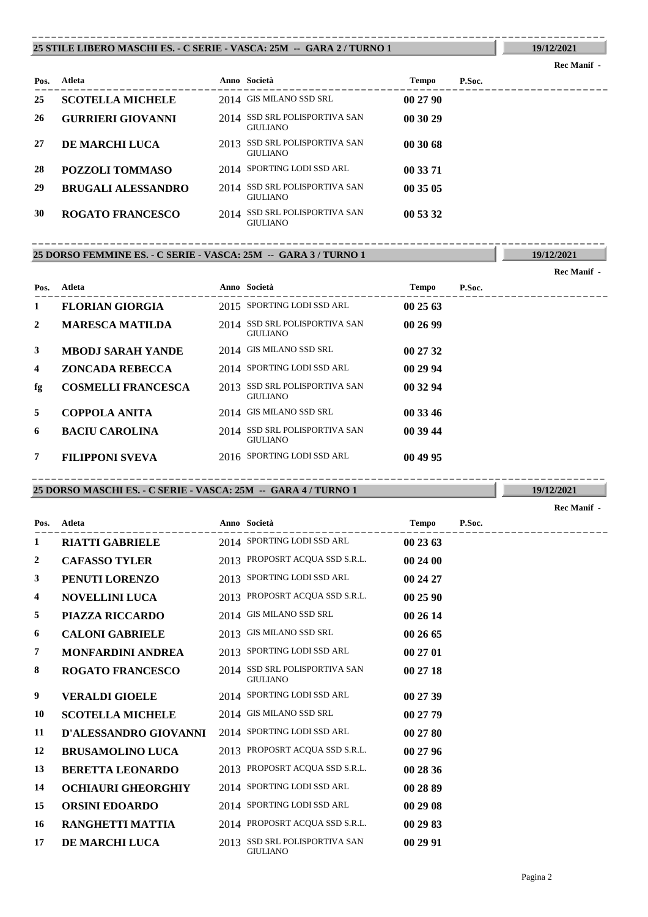## 25 STILE LIBERO MASCHI ES. - C SERIE - VASCA: 25M -- GARA 2 / TURNO 1

19/12/2021

Rec Manif -

| Pos. | Atleta | Anno | Società | Tempo | P.Soc. |
|---|---|---|---|---|---|
| 25 | **SCOTELLA MICHELE** | 2014 | GIS MILANO SSD SRL | **00 27 90** | |
| 26 | **GURRIERI GIOVANNI** | 2014 | SSD SRL POLISPORTIVA SAN GIULIANO | **00 30 29** | |
| 27 | **DE MARCHI LUCA** | 2013 | SSD SRL POLISPORTIVA SAN GIULIANO | **00 30 68** | |
| 28 | **POZZOLI TOMMASO** | 2014 | SPORTING LODI SSD ARL | **00 33 71** | |
| 29 | **BRUGALI ALESSANDRO** | 2014 | SSD SRL POLISPORTIVA SAN GIULIANO | **00 35 05** | |
| 30 | **ROGATO FRANCESCO** | 2014 | SSD SRL POLISPORTIVA SAN GIULIANO | **00 53 32** | |

## 25 DORSO FEMMINE ES. - C SERIE - VASCA: 25M -- GARA 3 / TURNO 1

19/12/2021

Rec Manif -

| Pos. | Atleta | Anno | Società | Tempo | P.Soc. |
|---|---|---|---|---|---|
| 1 | **FLORIAN GIORGIA** | 2015 | SPORTING LODI SSD ARL | **00 25 63** | |
| 2 | **MARESCA MATILDA** | 2014 | SSD SRL POLISPORTIVA SAN GIULIANO | **00 26 99** | |
| 3 | **MBODJ SARAH YANDE** | 2014 | GIS MILANO SSD SRL | **00 27 32** | |
| 4 | **ZONCADA REBECCA** | 2014 | SPORTING LODI SSD ARL | **00 29 94** | |
| fg | **COSMELLI FRANCESCA** | 2013 | SSD SRL POLISPORTIVA SAN GIULIANO | **00 32 94** | |
| 5 | **COPPOLA ANITA** | 2014 | GIS MILANO SSD SRL | **00 33 46** | |
| 6 | **BACIU CAROLINA** | 2014 | SSD SRL POLISPORTIVA SAN GIULIANO | **00 39 44** | |
| 7 | **FILIPPONI SVEVA** | 2016 | SPORTING LODI SSD ARL | **00 49 95** | |

## 25 DORSO MASCHI ES. - C SERIE - VASCA: 25M -- GARA 4 / TURNO 1

19/12/2021

Rec Manif -

| Pos. | Atleta | Anno | Società | Tempo | P.Soc. |
|---|---|---|---|---|---|
| 1 | **RIATTI GABRIELE** | 2014 | SPORTING LODI SSD ARL | **00 23 63** | |
| 2 | **CAFASSO TYLER** | 2013 | PROPOSRT ACQUA SSD S.R.L. | **00 24 00** | |
| 3 | **PENUTI LORENZO** | 2013 | SPORTING LODI SSD ARL | **00 24 27** | |
| 4 | **NOVELLINI LUCA** | 2013 | PROPOSRT ACQUA SSD S.R.L. | **00 25 90** | |
| 5 | **PIAZZA RICCARDO** | 2014 | GIS MILANO SSD SRL | **00 26 14** | |
| 6 | **CALONI GABRIELE** | 2013 | GIS MILANO SSD SRL | **00 26 65** | |
| 7 | **MONFARDINI ANDREA** | 2013 | SPORTING LODI SSD ARL | **00 27 01** | |
| 8 | **ROGATO FRANCESCO** | 2014 | SSD SRL POLISPORTIVA SAN GIULIANO | **00 27 18** | |
| 9 | **VERALDI GIOELE** | 2014 | SPORTING LODI SSD ARL | **00 27 39** | |
| 10 | **SCOTELLA MICHELE** | 2014 | GIS MILANO SSD SRL | **00 27 79** | |
| 11 | **D'ALESSANDRO GIOVANNI** | 2014 | SPORTING LODI SSD ARL | **00 27 80** | |
| 12 | **BRUSAMOLINO LUCA** | 2013 | PROPOSRT ACQUA SSD S.R.L. | **00 27 96** | |
| 13 | **BERETTA LEONARDO** | 2013 | PROPOSRT ACQUA SSD S.R.L. | **00 28 36** | |
| 14 | **OCHIAURI GHEORGHIY** | 2014 | SPORTING LODI SSD ARL | **00 28 89** | |
| 15 | **ORSINI EDOARDO** | 2014 | SPORTING LODI SSD ARL | **00 29 08** | |
| 16 | **RANGHETTI MATTIA** | 2014 | PROPOSRT ACQUA SSD S.R.L. | **00 29 83** | |
| 17 | **DE MARCHI LUCA** | 2013 | SSD SRL POLISPORTIVA SAN GIULIANO | **00 29 91** | |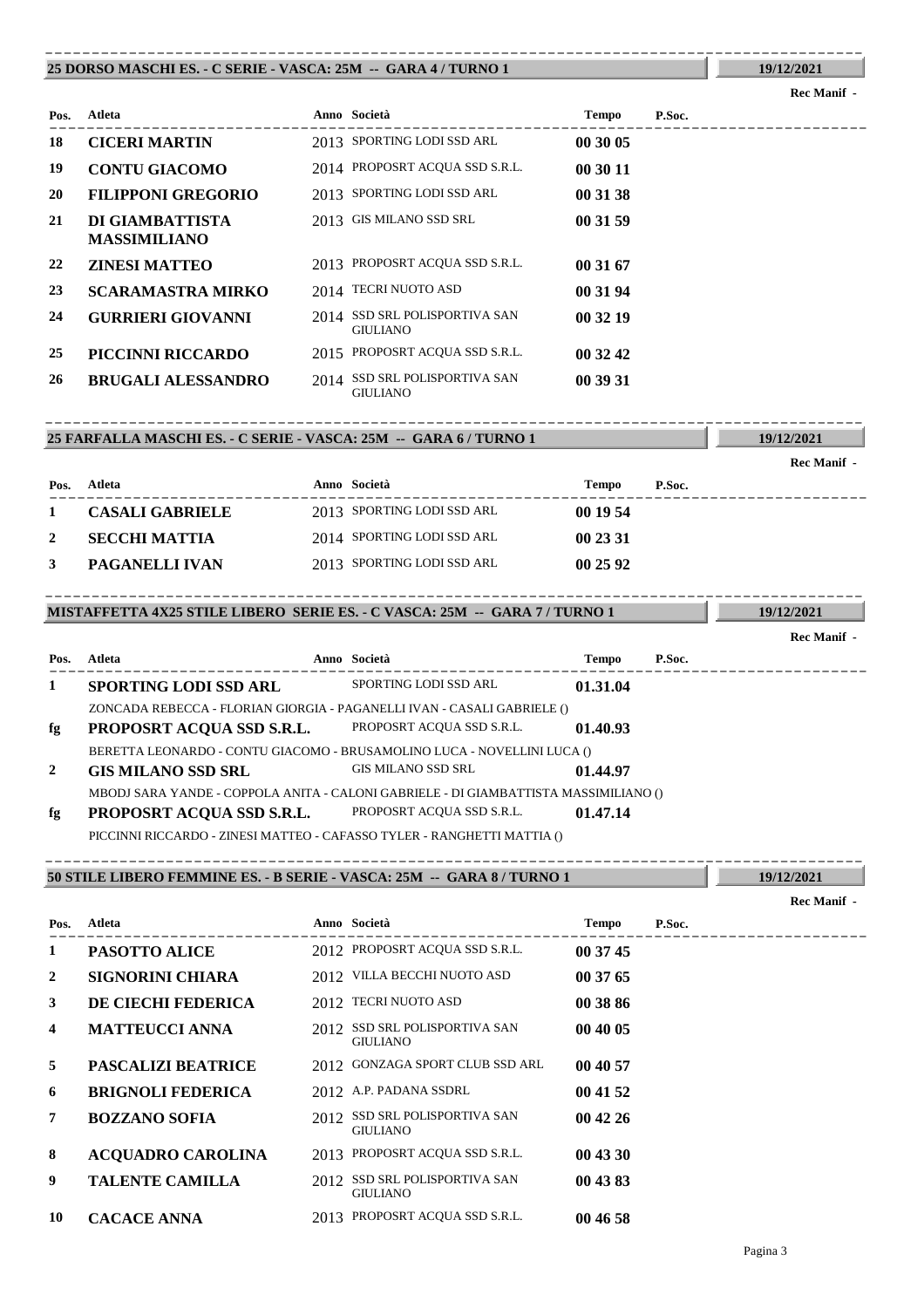## 25 DORSO MASCHI ES. - C SERIE - VASCA: 25M -- GARA 4 / TURNO 1

19/12/2021

Rec Manif -

| Pos. | Atleta | Anno | Società | Tempo | P.Soc. |
|---|---|---|---|---|---|
| 18 | **CICERI MARTIN** | 2013 | SPORTING LODI SSD ARL | **00 30 05** | |
| 19 | **CONTU GIACOMO** | 2014 | PROPOSRT ACQUA SSD S.R.L. | **00 30 11** | |
| 20 | **FILIPPONI GREGORIO** | 2013 | SPORTING LODI SSD ARL | **00 31 38** | |
| 21 | **DI GIAMBATTISTA MASSIMILIANO** | 2013 | GIS MILANO SSD SRL | **00 31 59** | |
| 22 | **ZINESI MATTEO** | 2013 | PROPOSRT ACQUA SSD S.R.L. | **00 31 67** | |
| 23 | **SCARAMASTRA MIRKO** | 2014 | TECRI NUOTO ASD | **00 31 94** | |
| 24 | **GURRIERI GIOVANNI** | 2014 | SSD SRL POLISPORTIVA SAN GIULIANO | **00 32 19** | |
| 25 | **PICCINNI RICCARDO** | 2015 | PROPOSRT ACQUA SSD S.R.L. | **00 32 42** | |
| 26 | **BRUGALI ALESSANDRO** | 2014 | SSD SRL POLISPORTIVA SAN GIULIANO | **00 39 31** | |

## 25 FARFALLA MASCHI ES. - C SERIE - VASCA: 25M -- GARA 6 / TURNO 1

19/12/2021

Rec Manif -

| Pos. | Atleta | Anno | Società | Tempo | P.Soc. |
|---|---|---|---|---|---|
| 1 | **CASALI GABRIELE** | 2013 | SPORTING LODI SSD ARL | **00 19 54** | |
| 2 | **SECCHI MATTIA** | 2014 | SPORTING LODI SSD ARL | **00 23 31** | |
| 3 | **PAGANELLI IVAN** | 2013 | SPORTING LODI SSD ARL | **00 25 92** | |

## MISTAFFETTA 4X25 STILE LIBERO SERIE ES. - C VASCA: 25M -- GARA 7 / TURNO 1

19/12/2021

Rec Manif -

| Pos. | Atleta | Anno | Società | Tempo | P.Soc. |
|---|---|---|---|---|---|
| 1 | **SPORTING LODI SSD ARL** | | SPORTING LODI SSD ARL | **01.31.04** | |
| | ZONCADA REBECCA - FLORIAN GIORGIA - PAGANELLI IVAN - CASALI GABRIELE () | | | | |
| fg | **PROPOSRT ACQUA SSD S.R.L.** | | PROPOSRT ACQUA SSD S.R.L. | **01.40.93** | |
| | BERETTA LEONARDO - CONTU GIACOMO - BRUSAMOLINO LUCA - NOVELLINI LUCA () | | | | |
| 2 | **GIS MILANO SSD SRL** | | GIS MILANO SSD SRL | **01.44.97** | |
| | MBODJ SARA YANDE - COPPOLA ANITA - CALONI GABRIELE - DI GIAMBATTISTA MASSIMILIANO () | | | | |
| fg | **PROPOSRT ACQUA SSD S.R.L.** | | PROPOSRT ACQUA SSD S.R.L. | **01.47.14** | |
| | PICCINNI RICCARDO - ZINESI MATTEO - CAFASSO TYLER - RANGHETTI MATTIA () | | | | |

## 50 STILE LIBERO FEMMINE ES. - B SERIE - VASCA: 25M -- GARA 8 / TURNO 1

19/12/2021

Rec Manif -

| Pos. | Atleta | Anno | Società | Tempo | P.Soc. |
|---|---|---|---|---|---|
| 1 | **PASOTTO ALICE** | 2012 | PROPOSRT ACQUA SSD S.R.L. | **00 37 45** | |
| 2 | **SIGNORINI CHIARA** | 2012 | VILLA BECCHI NUOTO ASD | **00 37 65** | |
| 3 | **DE CIECHI FEDERICA** | 2012 | TECRI NUOTO ASD | **00 38 86** | |
| 4 | **MATTEUCCI ANNA** | 2012 | SSD SRL POLISPORTIVA SAN GIULIANO | **00 40 05** | |
| 5 | **PASCALIZI BEATRICE** | 2012 | GONZAGA SPORT CLUB SSD ARL | **00 40 57** | |
| 6 | **BRIGNOLI FEDERICA** | 2012 | A.P. PADANA SSDRL | **00 41 52** | |
| 7 | **BOZZANO SOFIA** | 2012 | SSD SRL POLISPORTIVA SAN GIULIANO | **00 42 26** | |
| 8 | **ACQUADRO CAROLINA** | 2013 | PROPOSRT ACQUA SSD S.R.L. | **00 43 30** | |
| 9 | **TALENTE CAMILLA** | 2012 | SSD SRL POLISPORTIVA SAN GIULIANO | **00 43 83** | |
| 10 | **CACACE ANNA** | 2013 | PROPOSRT ACQUA SSD S.R.L. | **00 46 58** | |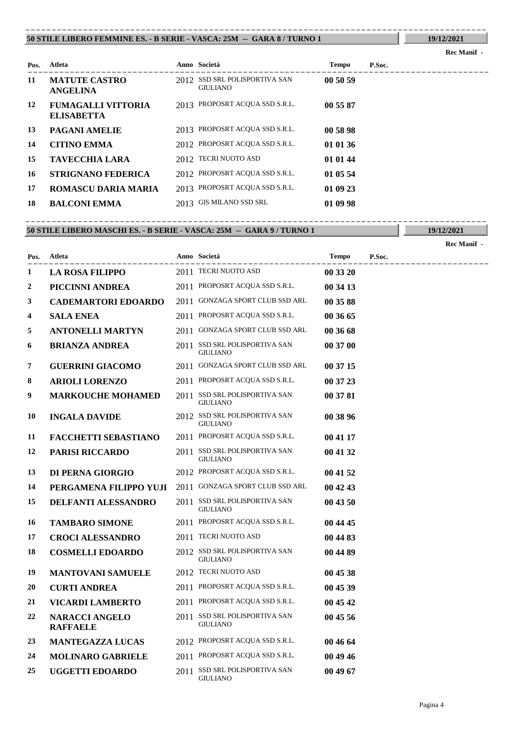## 50 STILE LIBERO FEMMINE ES. - B SERIE - VASCA: 25M -- GARA 8 / TURNO 1

19/12/2021

Rec Manif -

| Pos. | Atleta | Anno | Società | Tempo | P.Soc. |
|---|---|---|---|---|---|
| 11 | **MATUTE CASTRO ANGELINA** | 2012 | SSD SRL POLISPORTIVA SAN GIULIANO | **00 50 59** | |
| 12 | **FUMAGALLI VITTORIA ELISABETTA** | 2013 | PROPOSRT ACQUA SSD S.R.L. | **00 55 87** | |
| 13 | **PAGANI AMELIE** | 2013 | PROPOSRT ACQUA SSD S.R.L. | **00 58 98** | |
| 14 | **CITINO EMMA** | 2012 | PROPOSRT ACQUA SSD S.R.L. | **01 01 36** | |
| 15 | **TAVECCHIA LARA** | 2012 | TECRI NUOTO ASD | **01 01 44** | |
| 16 | **STRIGNANO FEDERICA** | 2012 | PROPOSRT ACQUA SSD S.R.L. | **01 05 54** | |
| 17 | **ROMASCU DARIA MARIA** | 2013 | PROPOSRT ACQUA SSD S.R.L. | **01 09 23** | |
| 18 | **BALCONI EMMA** | 2013 | GIS MILANO SSD SRL | **01 09 98** | |

## 50 STILE LIBERO MASCHI ES. - B SERIE - VASCA: 25M -- GARA 9 / TURNO 1

19/12/2021

Rec Manif -

| Pos. | Atleta | Anno | Società | Tempo | P.Soc. |
|---|---|---|---|---|---|
| 1 | **LA ROSA FILIPPO** | 2011 | TECRI NUOTO ASD | **00 33 20** | |
| 2 | **PICCINNI ANDREA** | 2011 | PROPOSRT ACQUA SSD S.R.L. | **00 34 13** | |
| 3 | **CADEMARTORI EDOARDO** | 2011 | GONZAGA SPORT CLUB SSD ARL | **00 35 88** | |
| 4 | **SALA ENEA** | 2011 | PROPOSRT ACQUA SSD S.R.L. | **00 36 65** | |
| 5 | **ANTONELLI MARTYN** | 2011 | GONZAGA SPORT CLUB SSD ARL | **00 36 68** | |
| 6 | **BRIANZA ANDREA** | 2011 | SSD SRL POLISPORTIVA SAN GIULIANO | **00 37 00** | |
| 7 | **GUERRINI GIACOMO** | 2011 | GONZAGA SPORT CLUB SSD ARL | **00 37 15** | |
| 8 | **ARIOLI LORENZO** | 2011 | PROPOSRT ACQUA SSD S.R.L. | **00 37 23** | |
| 9 | **MARKOUCHE MOHAMED** | 2011 | SSD SRL POLISPORTIVA SAN GIULIANO | **00 37 81** | |
| 10 | **INGALA DAVIDE** | 2012 | SSD SRL POLISPORTIVA SAN GIULIANO | **00 38 96** | |
| 11 | **FACCHETTI SEBASTIANO** | 2011 | PROPOSRT ACQUA SSD S.R.L. | **00 41 17** | |
| 12 | **PARISI RICCARDO** | 2011 | SSD SRL POLISPORTIVA SAN GIULIANO | **00 41 32** | |
| 13 | **DI PERNA GIORGIO** | 2012 | PROPOSRT ACQUA SSD S.R.L. | **00 41 52** | |
| 14 | **PERGAMENA FILIPPO YUJI** | 2011 | GONZAGA SPORT CLUB SSD ARL | **00 42 43** | |
| 15 | **DELFANTI ALESSANDRO** | 2011 | SSD SRL POLISPORTIVA SAN GIULIANO | **00 43 50** | |
| 16 | **TAMBARO SIMONE** | 2011 | PROPOSRT ACQUA SSD S.R.L. | **00 44 45** | |
| 17 | **CROCI ALESSANDRO** | 2011 | TECRI NUOTO ASD | **00 44 83** | |
| 18 | **COSMELLI EDOARDO** | 2012 | SSD SRL POLISPORTIVA SAN GIULIANO | **00 44 89** | |
| 19 | **MANTOVANI SAMUELE** | 2012 | TECRI NUOTO ASD | **00 45 38** | |
| 20 | **CURTI ANDREA** | 2011 | PROPOSRT ACQUA SSD S.R.L. | **00 45 39** | |
| 21 | **VICARDI LAMBERTO** | 2011 | PROPOSRT ACQUA SSD S.R.L. | **00 45 42** | |
| 22 | **NARACCI ANGELO RAFFAELE** | 2011 | SSD SRL POLISPORTIVA SAN GIULIANO | **00 45 56** | |
| 23 | **MANTEGAZZA LUCAS** | 2012 | PROPOSRT ACQUA SSD S.R.L. | **00 46 64** | |
| 24 | **MOLINARO GABRIELE** | 2011 | PROPOSRT ACQUA SSD S.R.L. | **00 49 46** | |
| 25 | **UGGETTI EDOARDO** | 2011 | SSD SRL POLISPORTIVA SAN GIULIANO | **00 49 67** | |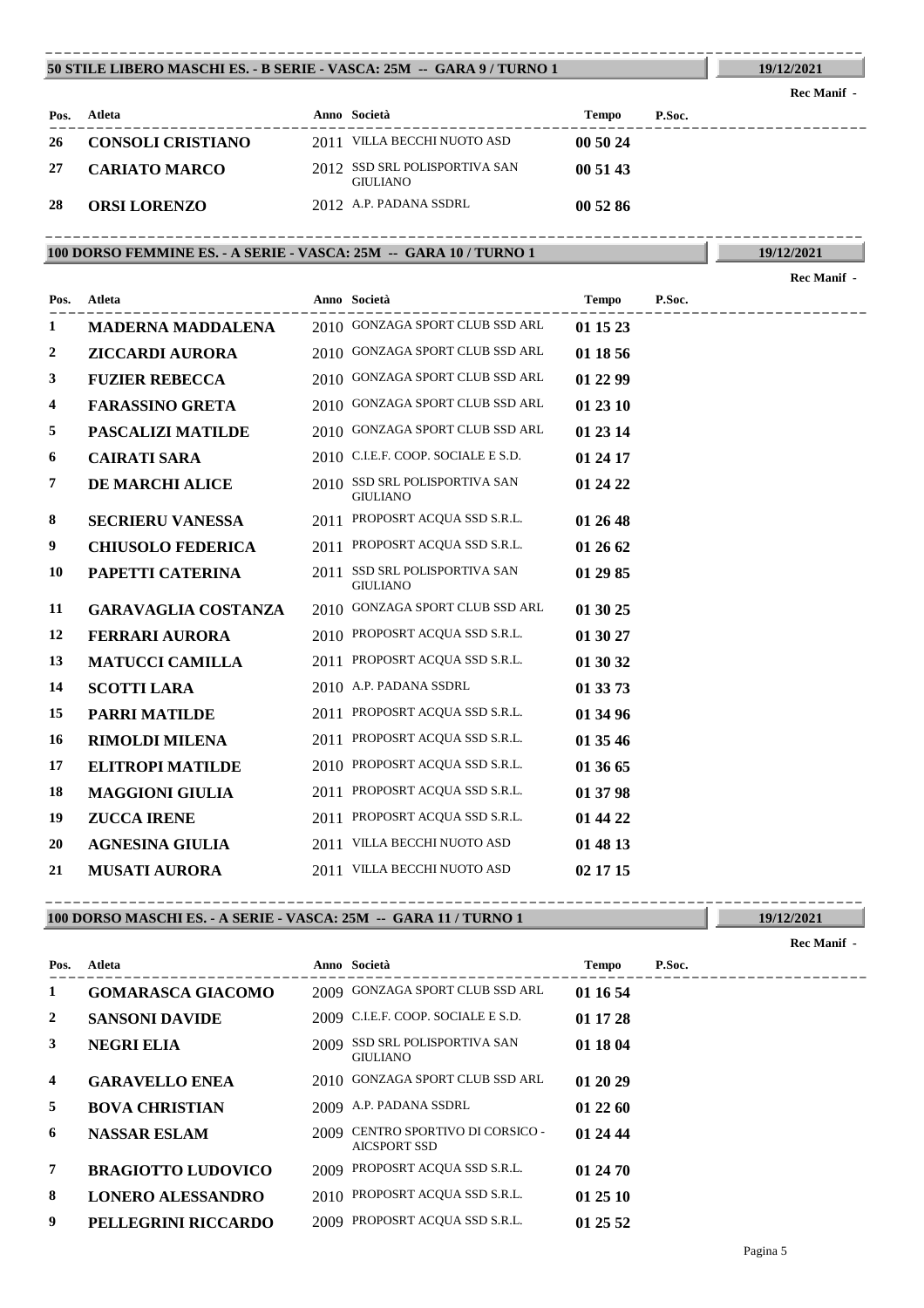## 50 STILE LIBERO MASCHI ES. - B SERIE - VASCA: 25M -- GARA 9 / TURNO 1

19/12/2021

Rec Manif -

| Pos. | Atleta | Anno | Società | Tempo | P.Soc. |
|---|---|---|---|---|---|
| 26 | **CONSOLI CRISTIANO** | 2011 | VILLA BECCHI NUOTO ASD | **00 50 24** | |
| 27 | **CARIATO MARCO** | 2012 | SSD SRL POLISPORTIVA SAN GIULIANO | **00 51 43** | |
| 28 | **ORSI LORENZO** | 2012 | A.P. PADANA SSDRL | **00 52 86** | |

## 100 DORSO FEMMINE ES. - A SERIE - VASCA: 25M -- GARA 10 / TURNO 1

19/12/2021

Rec Manif -

| Pos. | Atleta | Anno | Società | Tempo | P.Soc. |
|---|---|---|---|---|---|
| 1 | **MADERNA MADDALENA** | 2010 | GONZAGA SPORT CLUB SSD ARL | **01 15 23** | |
| 2 | **ZICCARDI AURORA** | 2010 | GONZAGA SPORT CLUB SSD ARL | **01 18 56** | |
| 3 | **FUZIER REBECCA** | 2010 | GONZAGA SPORT CLUB SSD ARL | **01 22 99** | |
| 4 | **FARASSINO GRETA** | 2010 | GONZAGA SPORT CLUB SSD ARL | **01 23 10** | |
| 5 | **PASCALIZI MATILDE** | 2010 | GONZAGA SPORT CLUB SSD ARL | **01 23 14** | |
| 6 | **CAIRATI SARA** | 2010 | C.I.E.F. COOP. SOCIALE E S.D. | **01 24 17** | |
| 7 | **DE MARCHI ALICE** | 2010 | SSD SRL POLISPORTIVA SAN GIULIANO | **01 24 22** | |
| 8 | **SECRIERU VANESSA** | 2011 | PROPOSRT ACQUA SSD S.R.L. | **01 26 48** | |
| 9 | **CHIUSOLO FEDERICA** | 2011 | PROPOSRT ACQUA SSD S.R.L. | **01 26 62** | |
| 10 | **PAPETTI CATERINA** | 2011 | SSD SRL POLISPORTIVA SAN GIULIANO | **01 29 85** | |
| 11 | **GARAVAGLIA COSTANZA** | 2010 | GONZAGA SPORT CLUB SSD ARL | **01 30 25** | |
| 12 | **FERRARI AURORA** | 2010 | PROPOSRT ACQUA SSD S.R.L. | **01 30 27** | |
| 13 | **MATUCCI CAMILLA** | 2011 | PROPOSRT ACQUA SSD S.R.L. | **01 30 32** | |
| 14 | **SCOTTI LARA** | 2010 | A.P. PADANA SSDRL | **01 33 73** | |
| 15 | **PARRI MATILDE** | 2011 | PROPOSRT ACQUA SSD S.R.L. | **01 34 96** | |
| 16 | **RIMOLDI MILENA** | 2011 | PROPOSRT ACQUA SSD S.R.L. | **01 35 46** | |
| 17 | **ELITROPI MATILDE** | 2010 | PROPOSRT ACQUA SSD S.R.L. | **01 36 65** | |
| 18 | **MAGGIONI GIULIA** | 2011 | PROPOSRT ACQUA SSD S.R.L. | **01 37 98** | |
| 19 | **ZUCCA IRENE** | 2011 | PROPOSRT ACQUA SSD S.R.L. | **01 44 22** | |
| 20 | **AGNESINA GIULIA** | 2011 | VILLA BECCHI NUOTO ASD | **01 48 13** | |
| 21 | **MUSATI AURORA** | 2011 | VILLA BECCHI NUOTO ASD | **02 17 15** | |

## 100 DORSO MASCHI ES. - A SERIE - VASCA: 25M -- GARA 11 / TURNO 1

19/12/2021

Rec Manif -

| Pos. | Atleta | Anno | Società | Tempo | P.Soc. |
|---|---|---|---|---|---|
| 1 | **GOMARASCA GIACOMO** | 2009 | GONZAGA SPORT CLUB SSD ARL | **01 16 54** | |
| 2 | **SANSONI DAVIDE** | 2009 | C.I.E.F. COOP. SOCIALE E S.D. | **01 17 28** | |
| 3 | **NEGRI ELIA** | 2009 | SSD SRL POLISPORTIVA SAN GIULIANO | **01 18 04** | |
| 4 | **GARAVELLO ENEA** | 2010 | GONZAGA SPORT CLUB SSD ARL | **01 20 29** | |
| 5 | **BOVA CHRISTIAN** | 2009 | A.P. PADANA SSDRL | **01 22 60** | |
| 6 | **NASSAR ESLAM** | 2009 | CENTRO SPORTIVO DI CORSICO - AICSPORT SSD | **01 24 44** | |
| 7 | **BRAGIOTTO LUDOVICO** | 2009 | PROPOSRT ACQUA SSD S.R.L. | **01 24 70** | |
| 8 | **LONERO ALESSANDRO** | 2010 | PROPOSRT ACQUA SSD S.R.L. | **01 25 10** | |
| 9 | **PELLEGRINI RICCARDO** | 2009 | PROPOSRT ACQUA SSD S.R.L. | **01 25 52** | |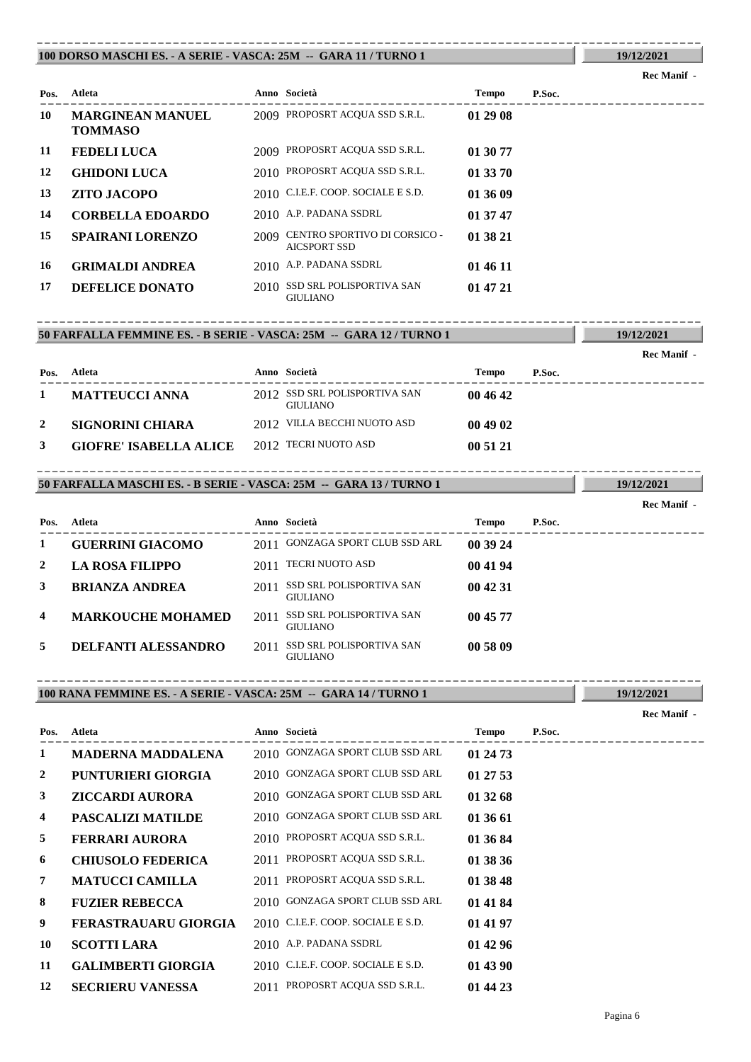## 100 DORSO MASCHI ES. - A SERIE - VASCA: 25M -- GARA 11 / TURNO 1

19/12/2021

Rec Manif -

| Pos. | Atleta | Anno | Società | Tempo | P.Soc. |
|---|---|---|---|---|---|
| 10 | **MARGINEAN MANUEL TOMMASO** | 2009 | PROPOSRT ACQUA SSD S.R.L. | **01 29 08** | |
| 11 | **FEDELI LUCA** | 2009 | PROPOSRT ACQUA SSD S.R.L. | **01 30 77** | |
| 12 | **GHIDONI LUCA** | 2010 | PROPOSRT ACQUA SSD S.R.L. | **01 33 70** | |
| 13 | **ZITO JACOPO** | 2010 | C.I.E.F. COOP. SOCIALE E S.D. | **01 36 09** | |
| 14 | **CORBELLA EDOARDO** | 2010 | A.P. PADANA SSDRL | **01 37 47** | |
| 15 | **SPAIRANI LORENZO** | 2009 | CENTRO SPORTIVO DI CORSICO - AICSPORT SSD | **01 38 21** | |
| 16 | **GRIMALDI ANDREA** | 2010 | A.P. PADANA SSDRL | **01 46 11** | |
| 17 | **DEFELICE DONATO** | 2010 | SSD SRL POLISPORTIVA SAN GIULIANO | **01 47 21** | |

## 50 FARFALLA FEMMINE ES. - B SERIE - VASCA: 25M -- GARA 12 / TURNO 1

19/12/2021

Rec Manif -

| Pos. | Atleta | Anno | Società | Tempo | P.Soc. |
|---|---|---|---|---|---|
| 1 | **MATTEUCCI ANNA** | 2012 | SSD SRL POLISPORTIVA SAN GIULIANO | **00 46 42** | |
| 2 | **SIGNORINI CHIARA** | 2012 | VILLA BECCHI NUOTO ASD | **00 49 02** | |
| 3 | **GIOFRE' ISABELLA ALICE** | 2012 | TECRI NUOTO ASD | **00 51 21** | |

## 50 FARFALLA MASCHI ES. - B SERIE - VASCA: 25M -- GARA 13 / TURNO 1

19/12/2021

Rec Manif -

| Pos. | Atleta | Anno | Società | Tempo | P.Soc. |
|---|---|---|---|---|---|
| 1 | **GUERRINI GIACOMO** | 2011 | GONZAGA SPORT CLUB SSD ARL | **00 39 24** | |
| 2 | **LA ROSA FILIPPO** | 2011 | TECRI NUOTO ASD | **00 41 94** | |
| 3 | **BRIANZA ANDREA** | 2011 | SSD SRL POLISPORTIVA SAN GIULIANO | **00 42 31** | |
| 4 | **MARKOUCHE MOHAMED** | 2011 | SSD SRL POLISPORTIVA SAN GIULIANO | **00 45 77** | |
| 5 | **DELFANTI ALESSANDRO** | 2011 | SSD SRL POLISPORTIVA SAN GIULIANO | **00 58 09** | |

## 100 RANA FEMMINE ES. - A SERIE - VASCA: 25M -- GARA 14 / TURNO 1

19/12/2021

Rec Manif -

| Pos. | Atleta | Anno | Società | Tempo | P.Soc. |
|---|---|---|---|---|---|
| 1 | **MADERNA MADDALENA** | 2010 | GONZAGA SPORT CLUB SSD ARL | **01 24 73** | |
| 2 | **PUNTURIERI GIORGIA** | 2010 | GONZAGA SPORT CLUB SSD ARL | **01 27 53** | |
| 3 | **ZICCARDI AURORA** | 2010 | GONZAGA SPORT CLUB SSD ARL | **01 32 68** | |
| 4 | **PASCALIZI MATILDE** | 2010 | GONZAGA SPORT CLUB SSD ARL | **01 36 61** | |
| 5 | **FERRARI AURORA** | 2010 | PROPOSRT ACQUA SSD S.R.L. | **01 36 84** | |
| 6 | **CHIUSOLO FEDERICA** | 2011 | PROPOSRT ACQUA SSD S.R.L. | **01 38 36** | |
| 7 | **MATUCCI CAMILLA** | 2011 | PROPOSRT ACQUA SSD S.R.L. | **01 38 48** | |
| 8 | **FUZIER REBECCA** | 2010 | GONZAGA SPORT CLUB SSD ARL | **01 41 84** | |
| 9 | **FERASTRAUARU GIORGIA** | 2010 | C.I.E.F. COOP. SOCIALE E S.D. | **01 41 97** | |
| 10 | **SCOTTI LARA** | 2010 | A.P. PADANA SSDRL | **01 42 96** | |
| 11 | **GALIMBERTI GIORGIA** | 2010 | C.I.E.F. COOP. SOCIALE E S.D. | **01 43 90** | |
| 12 | **SECRIERU VANESSA** | 2011 | PROPOSRT ACQUA SSD S.R.L. | **01 44 23** | |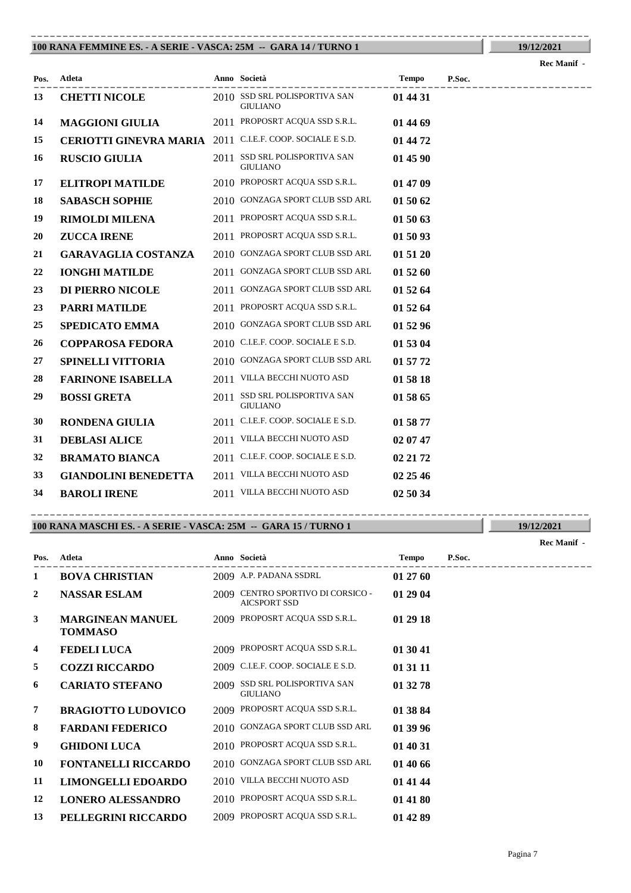## 100 RANA FEMMINE ES. - A SERIE - VASCA: 25M -- GARA 14 / TURNO 1

19/12/2021

Rec Manif -

| Pos. | Atleta | Anno | Società | Tempo | P.Soc. |
|---|---|---|---|---|---|
| 13 | **CHETTI NICOLE** | 2010 | SSD SRL POLISPORTIVA SAN GIULIANO | **01 44 31** | |
| 14 | **MAGGIONI GIULIA** | 2011 | PROPOSRT ACQUA SSD S.R.L. | **01 44 69** | |
| 15 | **CERIOTTI GINEVRA MARIA** | 2011 | C.I.E.F. COOP. SOCIALE E S.D. | **01 44 72** | |
| 16 | **RUSCIO GIULIA** | 2011 | SSD SRL POLISPORTIVA SAN GIULIANO | **01 45 90** | |
| 17 | **ELITROPI MATILDE** | 2010 | PROPOSRT ACQUA SSD S.R.L. | **01 47 09** | |
| 18 | **SABASCH SOPHIE** | 2010 | GONZAGA SPORT CLUB SSD ARL | **01 50 62** | |
| 19 | **RIMOLDI MILENA** | 2011 | PROPOSRT ACQUA SSD S.R.L. | **01 50 63** | |
| 20 | **ZUCCA IRENE** | 2011 | PROPOSRT ACQUA SSD S.R.L. | **01 50 93** | |
| 21 | **GARAVAGLIA COSTANZA** | 2010 | GONZAGA SPORT CLUB SSD ARL | **01 51 20** | |
| 22 | **IONGHI MATILDE** | 2011 | GONZAGA SPORT CLUB SSD ARL | **01 52 60** | |
| 23 | **DI PIERRO NICOLE** | 2011 | GONZAGA SPORT CLUB SSD ARL | **01 52 64** | |
| 23 | **PARRI MATILDE** | 2011 | PROPOSRT ACQUA SSD S.R.L. | **01 52 64** | |
| 25 | **SPEDICATO EMMA** | 2010 | GONZAGA SPORT CLUB SSD ARL | **01 52 96** | |
| 26 | **COPPAROSA FEDORA** | 2010 | C.I.E.F. COOP. SOCIALE E S.D. | **01 53 04** | |
| 27 | **SPINELLI VITTORIA** | 2010 | GONZAGA SPORT CLUB SSD ARL | **01 57 72** | |
| 28 | **FARINONE ISABELLA** | 2011 | VILLA BECCHI NUOTO ASD | **01 58 18** | |
| 29 | **BOSSI GRETA** | 2011 | SSD SRL POLISPORTIVA SAN GIULIANO | **01 58 65** | |
| 30 | **RONDENA GIULIA** | 2011 | C.I.E.F. COOP. SOCIALE E S.D. | **01 58 77** | |
| 31 | **DEBLASI ALICE** | 2011 | VILLA BECCHI NUOTO ASD | **02 07 47** | |
| 32 | **BRAMATO BIANCA** | 2011 | C.I.E.F. COOP. SOCIALE E S.D. | **02 21 72** | |
| 33 | **GIANDOLINI BENEDETTA** | 2011 | VILLA BECCHI NUOTO ASD | **02 25 46** | |
| 34 | **BAROLI IRENE** | 2011 | VILLA BECCHI NUOTO ASD | **02 50 34** | |

## 100 RANA MASCHI ES. - A SERIE - VASCA: 25M -- GARA 15 / TURNO 1

19/12/2021

Rec Manif -

| Pos. | Atleta | Anno | Società | Tempo | P.Soc. |
|---|---|---|---|---|---|
| 1 | **BOVA CHRISTIAN** | 2009 | A.P. PADANA SSDRL | **01 27 60** | |
| 2 | **NASSAR ESLAM** | 2009 | CENTRO SPORTIVO DI CORSICO - AICSPORT SSD | **01 29 04** | |
| 3 | **MARGINEAN MANUEL TOMMASO** | 2009 | PROPOSRT ACQUA SSD S.R.L. | **01 29 18** | |
| 4 | **FEDELI LUCA** | 2009 | PROPOSRT ACQUA SSD S.R.L. | **01 30 41** | |
| 5 | **COZZI RICCARDO** | 2009 | C.I.E.F. COOP. SOCIALE E S.D. | **01 31 11** | |
| 6 | **CARIATO STEFANO** | 2009 | SSD SRL POLISPORTIVA SAN GIULIANO | **01 32 78** | |
| 7 | **BRAGIOTTO LUDOVICO** | 2009 | PROPOSRT ACQUA SSD S.R.L. | **01 38 84** | |
| 8 | **FARDANI FEDERICO** | 2010 | GONZAGA SPORT CLUB SSD ARL | **01 39 96** | |
| 9 | **GHIDONI LUCA** | 2010 | PROPOSRT ACQUA SSD S.R.L. | **01 40 31** | |
| 10 | **FONTANELLI RICCARDO** | 2010 | GONZAGA SPORT CLUB SSD ARL | **01 40 66** | |
| 11 | **LIMONGELLI EDOARDO** | 2010 | VILLA BECCHI NUOTO ASD | **01 41 44** | |
| 12 | **LONERO ALESSANDRO** | 2010 | PROPOSRT ACQUA SSD S.R.L. | **01 41 80** | |
| 13 | **PELLEGRINI RICCARDO** | 2009 | PROPOSRT ACQUA SSD S.R.L. | **01 42 89** | |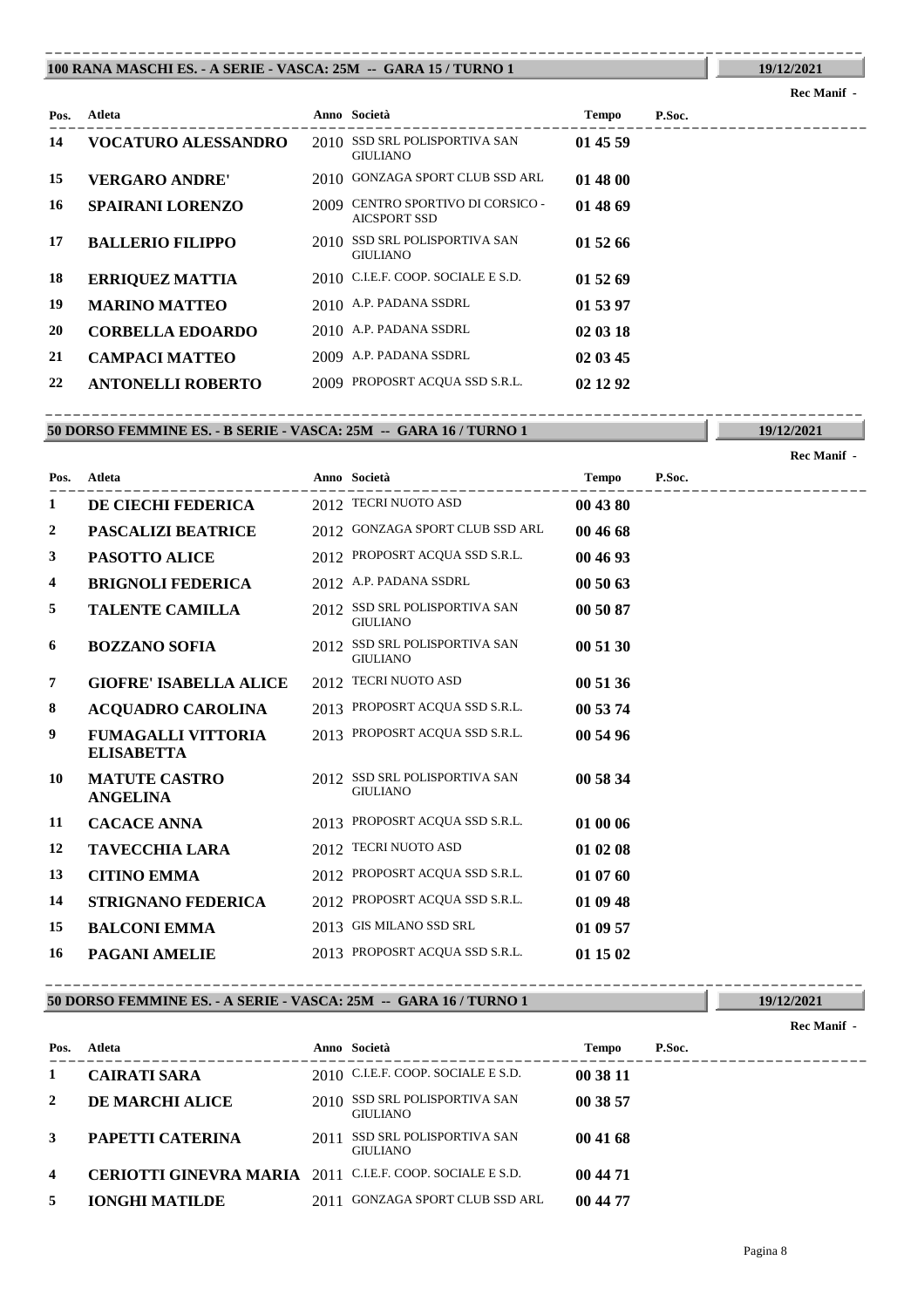## 100 RANA MASCHI ES. - A SERIE - VASCA: 25M -- GARA 15 / TURNO 1

**19/12/2021**

**Rec Manif -**

| Pos. | Atleta | Anno | Società | Tempo | P.Soc. |
|---|---|---|---|---|---|
| 14 | **VOCATURO ALESSANDRO** | 2010 | SSD SRL POLISPORTIVA SAN GIULIANO | **01 45 59** | |
| 15 | **VERGARO ANDRE'** | 2010 | GONZAGA SPORT CLUB SSD ARL | **01 48 00** | |
| 16 | **SPAIRANI LORENZO** | 2009 | CENTRO SPORTIVO DI CORSICO - AICSPORT SSD | **01 48 69** | |
| 17 | **BALLERIO FILIPPO** | 2010 | SSD SRL POLISPORTIVA SAN GIULIANO | **01 52 66** | |
| 18 | **ERRIQUEZ MATTIA** | 2010 | C.I.E.F. COOP. SOCIALE E S.D. | **01 52 69** | |
| 19 | **MARINO MATTEO** | 2010 | A.P. PADANA SSDRL | **01 53 97** | |
| 20 | **CORBELLA EDOARDO** | 2010 | A.P. PADANA SSDRL | **02 03 18** | |
| 21 | **CAMPACI MATTEO** | 2009 | A.P. PADANA SSDRL | **02 03 45** | |
| 22 | **ANTONELLI ROBERTO** | 2009 | PROPOSRT ACQUA SSD S.R.L. | **02 12 92** | |

## 50 DORSO FEMMINE ES. - B SERIE - VASCA: 25M -- GARA 16 / TURNO 1

**19/12/2021**

**Rec Manif -**

| Pos. | Atleta | Anno | Società | Tempo | P.Soc. |
|---|---|---|---|---|---|
| 1 | **DE CIECHI FEDERICA** | 2012 | TECRI NUOTO ASD | **00 43 80** | |
| 2 | **PASCALIZI BEATRICE** | 2012 | GONZAGA SPORT CLUB SSD ARL | **00 46 68** | |
| 3 | **PASOTTO ALICE** | 2012 | PROPOSRT ACQUA SSD S.R.L. | **00 46 93** | |
| 4 | **BRIGNOLI FEDERICA** | 2012 | A.P. PADANA SSDRL | **00 50 63** | |
| 5 | **TALENTE CAMILLA** | 2012 | SSD SRL POLISPORTIVA SAN GIULIANO | **00 50 87** | |
| 6 | **BOZZANO SOFIA** | 2012 | SSD SRL POLISPORTIVA SAN GIULIANO | **00 51 30** | |
| 7 | **GIOFRE' ISABELLA ALICE** | 2012 | TECRI NUOTO ASD | **00 51 36** | |
| 8 | **ACQUADRO CAROLINA** | 2013 | PROPOSRT ACQUA SSD S.R.L. | **00 53 74** | |
| 9 | **FUMAGALLI VITTORIA ELISABETTA** | 2013 | PROPOSRT ACQUA SSD S.R.L. | **00 54 96** | |
| 10 | **MATUTE CASTRO ANGELINA** | 2012 | SSD SRL POLISPORTIVA SAN GIULIANO | **00 58 34** | |
| 11 | **CACACE ANNA** | 2013 | PROPOSRT ACQUA SSD S.R.L. | **01 00 06** | |
| 12 | **TAVECCHIA LARA** | 2012 | TECRI NUOTO ASD | **01 02 08** | |
| 13 | **CITINO EMMA** | 2012 | PROPOSRT ACQUA SSD S.R.L. | **01 07 60** | |
| 14 | **STRIGNANO FEDERICA** | 2012 | PROPOSRT ACQUA SSD S.R.L. | **01 09 48** | |
| 15 | **BALCONI EMMA** | 2013 | GIS MILANO SSD SRL | **01 09 57** | |
| 16 | **PAGANI AMELIE** | 2013 | PROPOSRT ACQUA SSD S.R.L. | **01 15 02** | |

## 50 DORSO FEMMINE ES. - A SERIE - VASCA: 25M -- GARA 16 / TURNO 1

**19/12/2021**

**Rec Manif -**

| Pos. | Atleta | Anno | Società | Tempo | P.Soc. |
|---|---|---|---|---|---|
| 1 | **CAIRATI SARA** | 2010 | C.I.E.F. COOP. SOCIALE E S.D. | **00 38 11** | |
| 2 | **DE MARCHI ALICE** | 2010 | SSD SRL POLISPORTIVA SAN GIULIANO | **00 38 57** | |
| 3 | **PAPETTI CATERINA** | 2011 | SSD SRL POLISPORTIVA SAN GIULIANO | **00 41 68** | |
| 4 | **CERIOTTI GINEVRA MARIA** | 2011 | C.I.E.F. COOP. SOCIALE E S.D. | **00 44 71** | |
| 5 | **IONGHI MATILDE** | 2011 | GONZAGA SPORT CLUB SSD ARL | **00 44 77** | |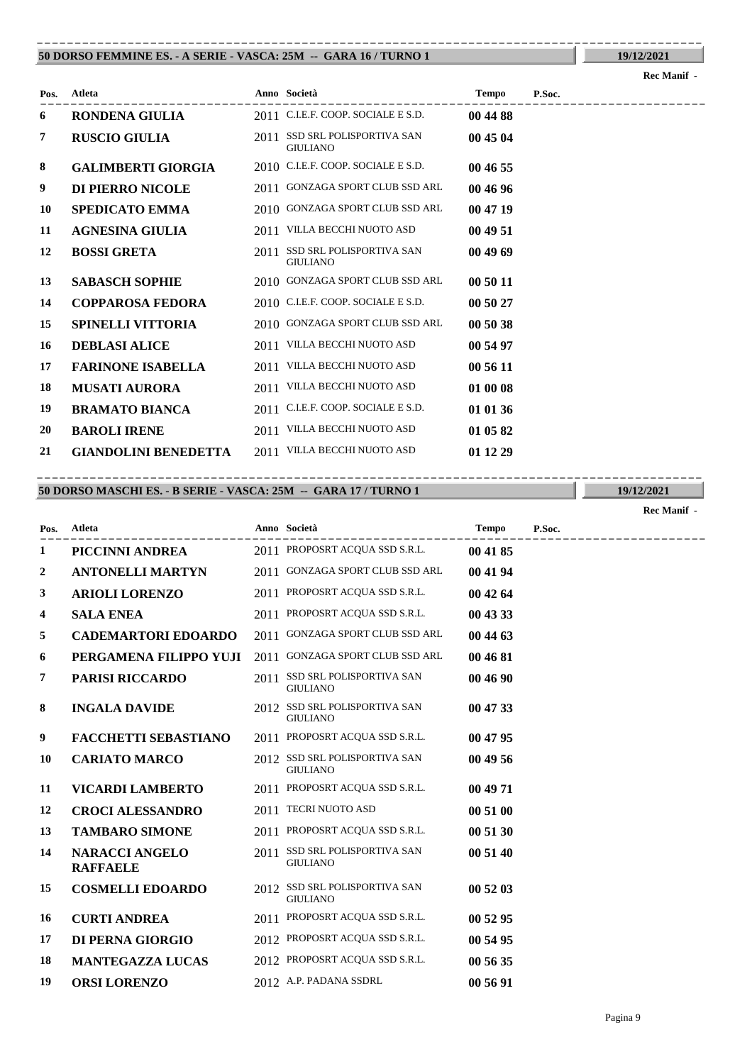## 50 DORSO FEMMINE ES. - A SERIE - VASCA: 25M -- GARA 16 / TURNO 1

19/12/2021

Rec Manif -

| Pos. | Atleta | Anno | Società | Tempo | P.Soc. |
|---|---|---|---|---|---|
| 6 | RONDENA GIULIA | 2011 | C.I.E.F. COOP. SOCIALE E S.D. | 00 44 88 | |
| 7 | RUSCIO GIULIA | 2011 | SSD SRL POLISPORTIVA SAN GIULIANO | 00 45 04 | |
| 8 | GALIMBERTI GIORGIA | 2010 | C.I.E.F. COOP. SOCIALE E S.D. | 00 46 55 | |
| 9 | DI PIERRO NICOLE | 2011 | GONZAGA SPORT CLUB SSD ARL | 00 46 96 | |
| 10 | SPEDICATO EMMA | 2010 | GONZAGA SPORT CLUB SSD ARL | 00 47 19 | |
| 11 | AGNESINA GIULIA | 2011 | VILLA BECCHI NUOTO ASD | 00 49 51 | |
| 12 | BOSSI GRETA | 2011 | SSD SRL POLISPORTIVA SAN GIULIANO | 00 49 69 | |
| 13 | SABASCH SOPHIE | 2010 | GONZAGA SPORT CLUB SSD ARL | 00 50 11 | |
| 14 | COPPAROSA FEDORA | 2010 | C.I.E.F. COOP. SOCIALE E S.D. | 00 50 27 | |
| 15 | SPINELLI VITTORIA | 2010 | GONZAGA SPORT CLUB SSD ARL | 00 50 38 | |
| 16 | DEBLASI ALICE | 2011 | VILLA BECCHI NUOTO ASD | 00 54 97 | |
| 17 | FARINONE ISABELLA | 2011 | VILLA BECCHI NUOTO ASD | 00 56 11 | |
| 18 | MUSATI AURORA | 2011 | VILLA BECCHI NUOTO ASD | 01 00 08 | |
| 19 | BRAMATO BIANCA | 2011 | C.I.E.F. COOP. SOCIALE E S.D. | 01 01 36 | |
| 20 | BAROLI IRENE | 2011 | VILLA BECCHI NUOTO ASD | 01 05 82 | |
| 21 | GIANDOLINI BENEDETTA | 2011 | VILLA BECCHI NUOTO ASD | 01 12 29 | |

## 50 DORSO MASCHI ES. - B SERIE - VASCA: 25M -- GARA 17 / TURNO 1

19/12/2021

Rec Manif -

| Pos. | Atleta | Anno | Società | Tempo | P.Soc. |
|---|---|---|---|---|---|
| 1 | PICCINNI ANDREA | 2011 | PROPOSRT ACQUA SSD S.R.L. | 00 41 85 | |
| 2 | ANTONELLI MARTYN | 2011 | GONZAGA SPORT CLUB SSD ARL | 00 41 94 | |
| 3 | ARIOLI LORENZO | 2011 | PROPOSRT ACQUA SSD S.R.L. | 00 42 64 | |
| 4 | SALA ENEA | 2011 | PROPOSRT ACQUA SSD S.R.L. | 00 43 33 | |
| 5 | CADEMARTORI EDOARDO | 2011 | GONZAGA SPORT CLUB SSD ARL | 00 44 63 | |
| 6 | PERGAMENA FILIPPO YUJI | 2011 | GONZAGA SPORT CLUB SSD ARL | 00 46 81 | |
| 7 | PARISI RICCARDO | 2011 | SSD SRL POLISPORTIVA SAN GIULIANO | 00 46 90 | |
| 8 | INGALA DAVIDE | 2012 | SSD SRL POLISPORTIVA SAN GIULIANO | 00 47 33 | |
| 9 | FACCHETTI SEBASTIANO | 2011 | PROPOSRT ACQUA SSD S.R.L. | 00 47 95 | |
| 10 | CARIATO MARCO | 2012 | SSD SRL POLISPORTIVA SAN GIULIANO | 00 49 56 | |
| 11 | VICARDI LAMBERTO | 2011 | PROPOSRT ACQUA SSD S.R.L. | 00 49 71 | |
| 12 | CROCI ALESSANDRO | 2011 | TECRI NUOTO ASD | 00 51 00 | |
| 13 | TAMBARO SIMONE | 2011 | PROPOSRT ACQUA SSD S.R.L. | 00 51 30 | |
| 14 | NARACCI ANGELO RAFFAELE | 2011 | SSD SRL POLISPORTIVA SAN GIULIANO | 00 51 40 | |
| 15 | COSMELLI EDOARDO | 2012 | SSD SRL POLISPORTIVA SAN GIULIANO | 00 52 03 | |
| 16 | CURTI ANDREA | 2011 | PROPOSRT ACQUA SSD S.R.L. | 00 52 95 | |
| 17 | DI PERNA GIORGIO | 2012 | PROPOSRT ACQUA SSD S.R.L. | 00 54 95 | |
| 18 | MANTEGAZZA LUCAS | 2012 | PROPOSRT ACQUA SSD S.R.L. | 00 56 35 | |
| 19 | ORSI LORENZO | 2012 | A.P. PADANA SSDRL | 00 56 91 | |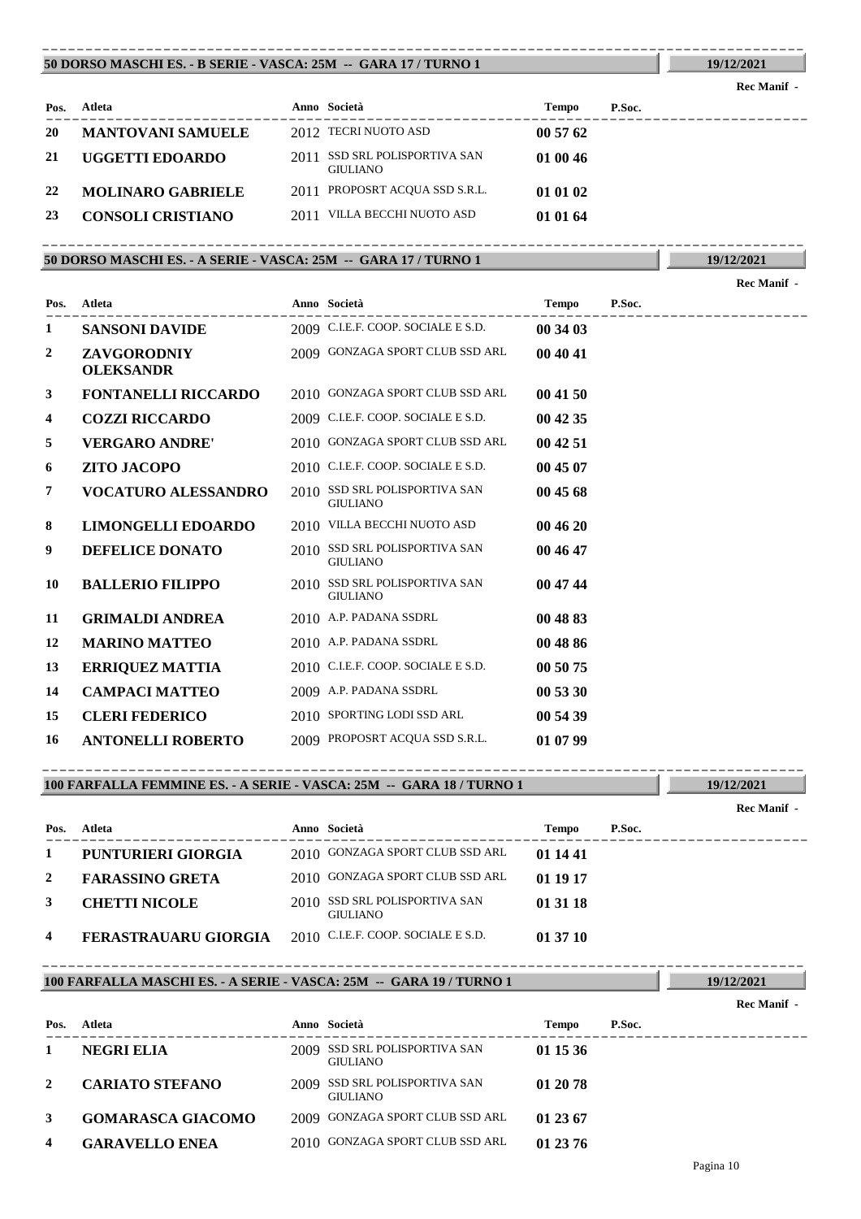## 50 DORSO MASCHI ES. - B SERIE - VASCA: 25M -- GARA 17 / TURNO 1

19/12/2021

Rec Manif -

| Pos. | Atleta | Anno | Società | Tempo | P.Soc. |
|---|---|---|---|---|---|
| 20 | **MANTOVANI SAMUELE** | 2012 | TECRI NUOTO ASD | **00 57 62** | |
| 21 | **UGGETTI EDOARDO** | 2011 | SSD SRL POLISPORTIVA SAN GIULIANO | **01 00 46** | |
| 22 | **MOLINARO GABRIELE** | 2011 | PROPOSRT ACQUA SSD S.R.L. | **01 01 02** | |
| 23 | **CONSOLI CRISTIANO** | 2011 | VILLA BECCHI NUOTO ASD | **01 01 64** | |

## 50 DORSO MASCHI ES. - A SERIE - VASCA: 25M -- GARA 17 / TURNO 1

19/12/2021

Rec Manif -

| Pos. | Atleta | Anno | Società | Tempo | P.Soc. |
|---|---|---|---|---|---|
| 1 | **SANSONI DAVIDE** | 2009 | C.I.E.F. COOP. SOCIALE E S.D. | **00 34 03** | |
| 2 | **ZAVGORODNIY OLEKSANDR** | 2009 | GONZAGA SPORT CLUB SSD ARL | **00 40 41** | |
| 3 | **FONTANELLI RICCARDO** | 2010 | GONZAGA SPORT CLUB SSD ARL | **00 41 50** | |
| 4 | **COZZI RICCARDO** | 2009 | C.I.E.F. COOP. SOCIALE E S.D. | **00 42 35** | |
| 5 | **VERGARO ANDRE'** | 2010 | GONZAGA SPORT CLUB SSD ARL | **00 42 51** | |
| 6 | **ZITO JACOPO** | 2010 | C.I.E.F. COOP. SOCIALE E S.D. | **00 45 07** | |
| 7 | **VOCATURO ALESSANDRO** | 2010 | SSD SRL POLISPORTIVA SAN GIULIANO | **00 45 68** | |
| 8 | **LIMONGELLI EDOARDO** | 2010 | VILLA BECCHI NUOTO ASD | **00 46 20** | |
| 9 | **DEFELICE DONATO** | 2010 | SSD SRL POLISPORTIVA SAN GIULIANO | **00 46 47** | |
| 10 | **BALLERIO FILIPPO** | 2010 | SSD SRL POLISPORTIVA SAN GIULIANO | **00 47 44** | |
| 11 | **GRIMALDI ANDREA** | 2010 | A.P. PADANA SSDRL | **00 48 83** | |
| 12 | **MARINO MATTEO** | 2010 | A.P. PADANA SSDRL | **00 48 86** | |
| 13 | **ERRIQUEZ MATTIA** | 2010 | C.I.E.F. COOP. SOCIALE E S.D. | **00 50 75** | |
| 14 | **CAMPACI MATTEO** | 2009 | A.P. PADANA SSDRL | **00 53 30** | |
| 15 | **CLERI FEDERICO** | 2010 | SPORTING LODI SSD ARL | **00 54 39** | |
| 16 | **ANTONELLI ROBERTO** | 2009 | PROPOSRT ACQUA SSD S.R.L. | **01 07 99** | |

## 100 FARFALLA FEMMINE ES. - A SERIE - VASCA: 25M -- GARA 18 / TURNO 1

19/12/2021

Rec Manif -

| Pos. | Atleta | Anno | Società | Tempo | P.Soc. |
|---|---|---|---|---|---|
| 1 | **PUNTURIERI GIORGIA** | 2010 | GONZAGA SPORT CLUB SSD ARL | **01 14 41** | |
| 2 | **FARASSINO GRETA** | 2010 | GONZAGA SPORT CLUB SSD ARL | **01 19 17** | |
| 3 | **CHETTI NICOLE** | 2010 | SSD SRL POLISPORTIVA SAN GIULIANO | **01 31 18** | |
| 4 | **FERASTRAUARU GIORGIA** | 2010 | C.I.E.F. COOP. SOCIALE E S.D. | **01 37 10** | |

## 100 FARFALLA MASCHI ES. - A SERIE - VASCA: 25M -- GARA 19 / TURNO 1

19/12/2021

Rec Manif -

| Pos. | Atleta | Anno | Società | Tempo | P.Soc. |
|---|---|---|---|---|---|
| 1 | **NEGRI ELIA** | 2009 | SSD SRL POLISPORTIVA SAN GIULIANO | **01 15 36** | |
| 2 | **CARIATO STEFANO** | 2009 | SSD SRL POLISPORTIVA SAN GIULIANO | **01 20 78** | |
| 3 | **GOMARASCA GIACOMO** | 2009 | GONZAGA SPORT CLUB SSD ARL | **01 23 67** | |
| 4 | **GARAVELLO ENEA** | 2010 | GONZAGA SPORT CLUB SSD ARL | **01 23 76** | |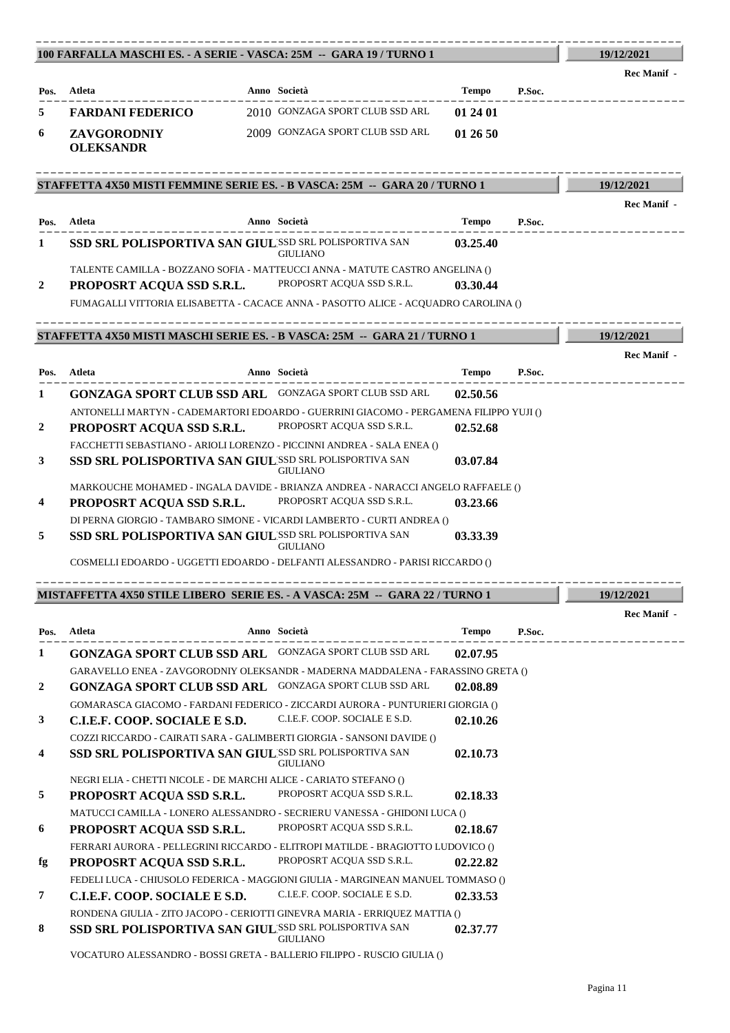## 100 FARFALLA MASCHI ES. - A SERIE - VASCA: 25M -- GARA 19 / TURNO 1

19/12/2021

Rec Manif -

| Pos. | Atleta | Anno | Società | Tempo | P.Soc. |
|---|---|---|---|---|---|
| 5 | **FARDANI FEDERICO** | 2010 | GONZAGA SPORT CLUB SSD ARL | **01 24 01** | |
| 6 | **ZAVGORODNIY OLEKSANDR** | 2009 | GONZAGA SPORT CLUB SSD ARL | **01 26 50** | |

## STAFFETTA 4X50 MISTI FEMMINE SERIE ES. - B VASCA: 25M -- GARA 20 / TURNO 1

19/12/2021

Rec Manif -

| Pos. | Atleta | Anno | Società | Tempo | P.Soc. |
|---|---|---|---|---|---|
| 1 | **SSD SRL POLISPORTIVA SAN GIUL** | | SSD SRL POLISPORTIVA SAN GIULIANO | **03.25.40** | |
| | TALENTE CAMILLA - BOZZANO SOFIA - MATTEUCCI ANNA - MATUTE CASTRO ANGELINA () | | | | |
| 2 | **PROPOSRT ACQUA SSD S.R.L.** | | PROPOSRT ACQUA SSD S.R.L. | **03.30.44** | |
| | FUMAGALLI VITTORIA ELISABETTA - CACACE ANNA - PASOTTO ALICE - ACQUADRO CAROLINA () | | | | |

## STAFFETTA 4X50 MISTI MASCHI SERIE ES. - B VASCA: 25M -- GARA 21 / TURNO 1

19/12/2021

Rec Manif -

| Pos. | Atleta | Anno | Società | Tempo | P.Soc. |
|---|---|---|---|---|---|
| 1 | **GONZAGA SPORT CLUB SSD ARL** | | GONZAGA SPORT CLUB SSD ARL | **02.50.56** | |
| | ANTONELLI MARTYN - CADEMARTORI EDOARDO - GUERRINI GIACOMO - PERGAMENA FILIPPO YUJI () | | | | |
| 2 | **PROPOSRT ACQUA SSD S.R.L.** | | PROPOSRT ACQUA SSD S.R.L. | **02.52.68** | |
| | FACCHETTI SEBASTIANO - ARIOLI LORENZO - PICCINNI ANDREA - SALA ENEA () | | | | |
| 3 | **SSD SRL POLISPORTIVA SAN GIUL** | | SSD SRL POLISPORTIVA SAN GIULIANO | **03.07.84** | |
| | MARKOUCHE MOHAMED - INGALA DAVIDE - BRIANZA ANDREA - NARACCI ANGELO RAFFAELE () | | | | |
| 4 | **PROPOSRT ACQUA SSD S.R.L.** | | PROPOSRT ACQUA SSD S.R.L. | **03.23.66** | |
| | DI PERNA GIORGIO - TAMBARO SIMONE - VICARDI LAMBERTO - CURTI ANDREA () | | | | |
| 5 | **SSD SRL POLISPORTIVA SAN GIUL** | | SSD SRL POLISPORTIVA SAN GIULIANO | **03.33.39** | |
| | COSMELLI EDOARDO - UGGETTI EDOARDO - DELFANTI ALESSANDRO - PARISI RICCARDO () | | | | |

## MISTAFFETTA 4X50 STILE LIBERO SERIE ES. - A VASCA: 25M -- GARA 22 / TURNO 1

19/12/2021

Rec Manif -

| Pos. | Atleta | Anno | Società | Tempo | P.Soc. |
|---|---|---|---|---|---|
| 1 | **GONZAGA SPORT CLUB SSD ARL** | | GONZAGA SPORT CLUB SSD ARL | **02.07.95** | |
| | GARAVELLO ENEA - ZAVGORODNIY OLEKSANDR - MADERNA MADDALENA - FARASSINO GRETA () | | | | |
| 2 | **GONZAGA SPORT CLUB SSD ARL** | | GONZAGA SPORT CLUB SSD ARL | **02.08.89** | |
| | GOMARASCA GIACOMO - FARDANI FEDERICO - ZICCARDI AURORA - PUNTURIERI GIORGIA () | | | | |
| 3 | **C.I.E.F. COOP. SOCIALE E S.D.** | | C.I.E.F. COOP. SOCIALE E S.D. | **02.10.26** | |
| | COZZI RICCARDO - CAIRATI SARA - GALIMBERTI GIORGIA - SANSONI DAVIDE () | | | | |
| 4 | **SSD SRL POLISPORTIVA SAN GIUL** | | SSD SRL POLISPORTIVA SAN GIULIANO | **02.10.73** | |
| | NEGRI ELIA - CHETTI NICOLE - DE MARCHI ALICE - CARIATO STEFANO () | | | | |
| 5 | **PROPOSRT ACQUA SSD S.R.L.** | | PROPOSRT ACQUA SSD S.R.L. | **02.18.33** | |
| | MATUCCI CAMILLA - LONERO ALESSANDRO - SECRIERU VANESSA - GHIDONI LUCA () | | | | |
| 6 | **PROPOSRT ACQUA SSD S.R.L.** | | PROPOSRT ACQUA SSD S.R.L. | **02.18.67** | |
| | FERRARI AURORA - PELLEGRINI RICCARDO - ELITROPI MATILDE - BRAGIOTTO LUDOVICO () | | | | |
| fg | **PROPOSRT ACQUA SSD S.R.L.** | | PROPOSRT ACQUA SSD S.R.L. | **02.22.82** | |
| | FEDELI LUCA - CHIUSOLO FEDERICA - MAGGIONI GIULIA - MARGINEAN MANUEL TOMMASO () | | | | |
| 7 | **C.I.E.F. COOP. SOCIALE E S.D.** | | C.I.E.F. COOP. SOCIALE E S.D. | **02.33.53** | |
| | RONDENA GIULIA - ZITO JACOPO - CERIOTTI GINEVRA MARIA - ERRIQUEZ MATTIA () | | | | |
| 8 | **SSD SRL POLISPORTIVA SAN GIUL** | | SSD SRL POLISPORTIVA SAN GIULIANO | **02.37.77** | |
| | VOCATURO ALESSANDRO - BOSSI GRETA - BALLERIO FILIPPO - RUSCIO GIULIA () | | | | |